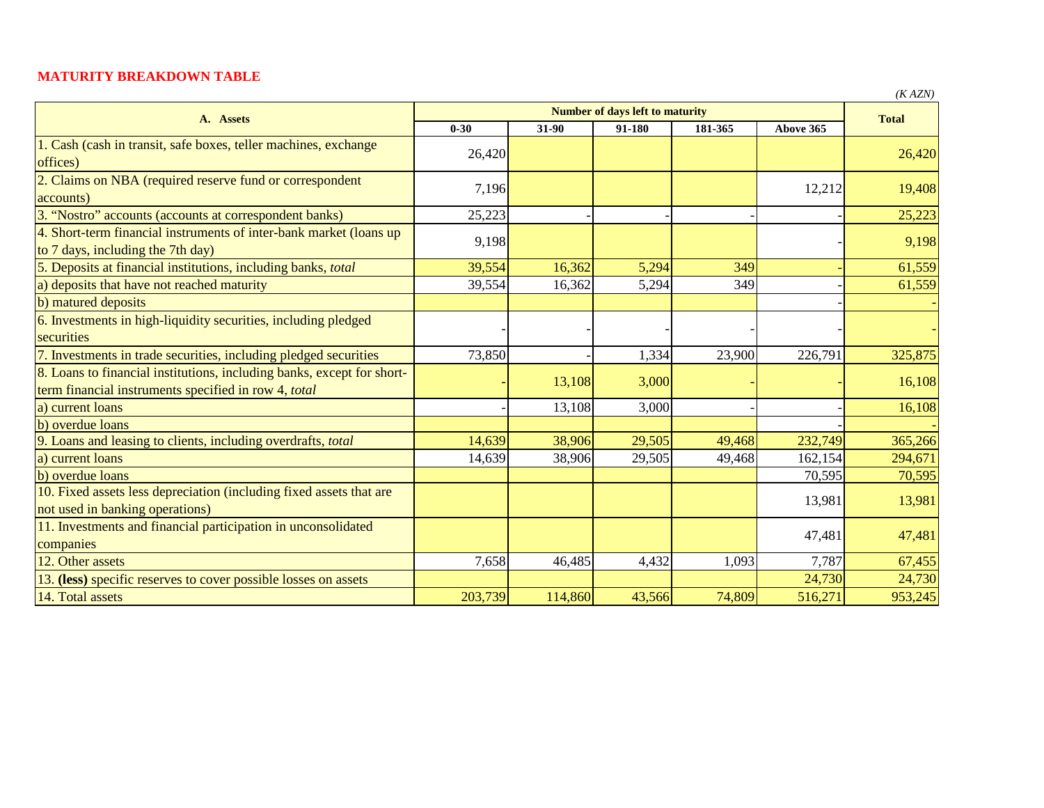## MATURITY BREAKDOWN TABLE

*(K AZN)*

| A. Assets | Number of days left to maturity | | | | | Total |
|---|---|---|---|---|---|---|
| | 0-30 | 31-90 | 91-180 | 181-365 | Above 365 | |
| 1. Cash (cash in transit, safe boxes, teller machines, exchange offices) | 26,420 | | | | | 26,420 |
| 2. Claims on NBA (required reserve fund or correspondent accounts) | 7,196 | | | | 12,212 | 19,408 |
| 3. "Nostro" accounts (accounts at correspondent banks) | 25,223 | - | - | - | - | 25,223 |
| 4. Short-term financial instruments of inter-bank market (loans up to 7 days, including the 7th day) | 9,198 | | | | - | 9,198 |
| 5. Deposits at financial institutions, including banks, *total* | 39,554 | 16,362 | 5,294 | 349 | - | 61,559 |
| a) deposits that have not reached maturity | 39,554 | 16,362 | 5,294 | 349 | - | 61,559 |
| b) matured deposits | | | | | - | - |
| 6. Investments in high-liquidity securities, including pledged securities | - | - | - | - | - | - |
| 7. Investments in trade securities, including pledged securities | 73,850 | - | 1,334 | 23,900 | 226,791 | 325,875 |
| 8. Loans to financial institutions, including banks, except for short-term financial instruments specified in row 4, *total* | - | 13,108 | 3,000 | - | - | 16,108 |
| a) current loans | - | 13,108 | 3,000 | - | - | 16,108 |
| b) overdue loans | | | | | - | - |
| 9. Loans and leasing to clients, including overdrafts, *total* | 14,639 | 38,906 | 29,505 | 49,468 | 232,749 | 365,266 |
| a) current loans | 14,639 | 38,906 | 29,505 | 49,468 | 162,154 | 294,671 |
| b) overdue loans | | | | | 70,595 | 70,595 |
| 10. Fixed assets less depreciation (including fixed assets that are not used in banking operations) | | | | | 13,981 | 13,981 |
| 11. Investments and financial participation in unconsolidated companies | | | | | 47,481 | 47,481 |
| 12. Other assets | 7,658 | 46,485 | 4,432 | 1,093 | 7,787 | 67,455 |
| 13. **(less)** specific reserves to cover possible losses on assets | | | | | 24,730 | 24,730 |
| 14. Total assets | 203,739 | 114,860 | 43,566 | 74,809 | 516,271 | 953,245 |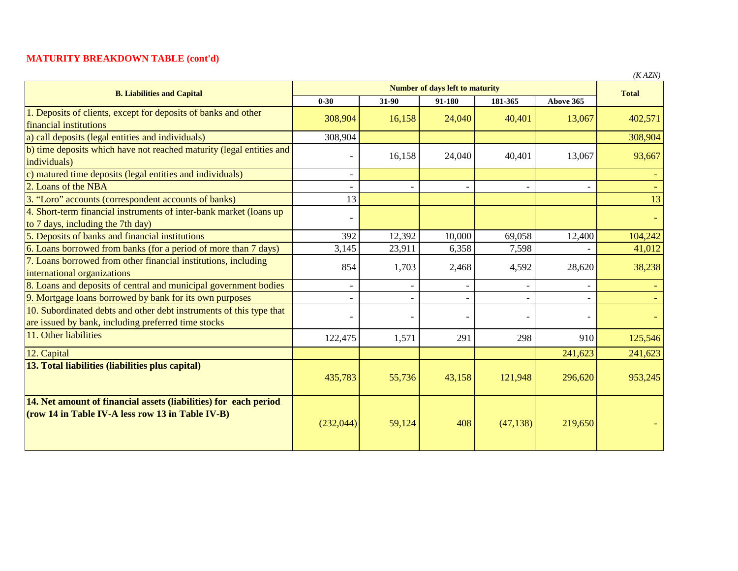**MATURITY BREAKDOWN TABLE (cont'd)**

*(K AZN)*

| B. Liabilities and Capital | Number of days left to maturity | | | | | Total |
|---|---|---|---|---|---|---|
| | 0-30 | 31-90 | 91-180 | 181-365 | Above 365 | |
| 1. Deposits of clients, except for deposits of banks and other financial institutions | 308,904 | 16,158 | 24,040 | 40,401 | 13,067 | 402,571 |
| a) call deposits (legal entities and individuals) | 308,904 | | | | | 308,904 |
| b) time deposits which have not reached maturity (legal entities and individuals) | - | 16,158 | 24,040 | 40,401 | 13,067 | 93,667 |
| c) matured time deposits (legal entities and individuals) | - | | | | | - |
| 2. Loans of the NBA | - | - | - | - | - | - |
| 3. "Loro" accounts (correspondent accounts of banks) | 13 | | | | | 13 |
| 4. Short-term financial instruments of inter-bank market (loans up to 7 days, including the 7th day) | - | | | | | - |
| 5. Deposits of banks and financial institutions | 392 | 12,392 | 10,000 | 69,058 | 12,400 | 104,242 |
| 6. Loans borrowed from banks (for a period of more than 7 days) | 3,145 | 23,911 | 6,358 | 7,598 | - | 41,012 |
| 7. Loans borrowed from other financial institutions, including international organizations | 854 | 1,703 | 2,468 | 4,592 | 28,620 | 38,238 |
| 8. Loans and deposits of central and municipal government bodies | - | - | - | - | - | - |
| 9. Mortgage loans borrowed by bank for its own purposes | - | - | - | - | - | - |
| 10. Subordinated debts and other debt instruments of this type that are issued by bank, including preferred time stocks | - | - | - | - | - | - |
| 11. Other liabilities | 122,475 | 1,571 | 291 | 298 | 910 | 125,546 |
| 12. Capital | | | | | 241,623 | 241,623 |
| **13. Total liabilities (liabilities plus capital)** | 435,783 | 55,736 | 43,158 | 121,948 | 296,620 | 953,245 |
| **14. Net amount of financial assets (liabilities) for each period (row 14 in Table IV-A less row 13 in Table IV-B)** | (232,044) | 59,124 | 408 | (47,138) | 219,650 | - |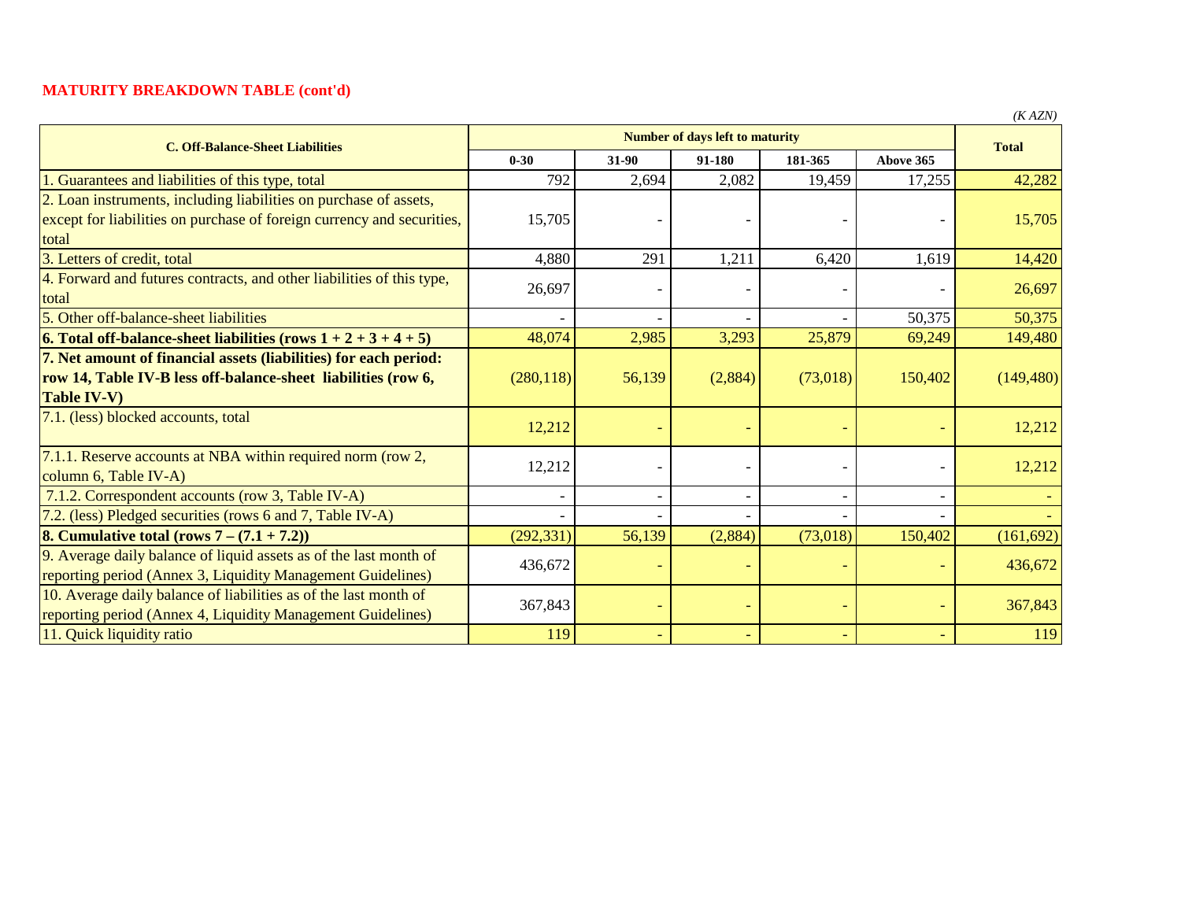## MATURITY BREAKDOWN TABLE (cont'd)

*(K AZN)*

| C. Off-Balance-Sheet Liabilities | Number of days left to maturity | | | | | Total |
|---|---|---|---|---|---|---|
| | 0-30 | 31-90 | 91-180 | 181-365 | Above 365 | |
| 1. Guarantees and liabilities of this type, total | 792 | 2,694 | 2,082 | 19,459 | 17,255 | 42,282 |
| 2. Loan instruments, including liabilities on purchase of assets, except for liabilities on purchase of foreign currency and securities, total | 15,705 | - | - | - | - | 15,705 |
| 3. Letters of credit, total | 4,880 | 291 | 1,211 | 6,420 | 1,619 | 14,420 |
| 4. Forward and futures contracts, and other liabilities of this type, total | 26,697 | - | - | - | - | 26,697 |
| 5. Other off-balance-sheet liabilities | - | - | - | - | 50,375 | 50,375 |
| **6. Total off-balance-sheet liabilities (rows 1 + 2 + 3 + 4 + 5)** | 48,074 | 2,985 | 3,293 | 25,879 | 69,249 | 149,480 |
| **7. Net amount of financial assets (liabilities) for each period: row 14, Table IV-B less off-balance-sheet liabilities (row 6, Table IV-V)** | (280,118) | 56,139 | (2,884) | (73,018) | 150,402 | (149,480) |
| 7.1. (less) blocked accounts, total | 12,212 | - | - | - | - | 12,212 |
| 7.1.1. Reserve accounts at NBA within required norm (row 2, column 6, Table IV-A) | 12,212 | - | - | - | - | 12,212 |
| 7.1.2. Correspondent accounts (row 3, Table IV-A) | - | - | - | - | - | - |
| 7.2. (less) Pledged securities (rows 6 and 7, Table IV-A) | - | - | - | - | - | - |
| **8. Cumulative total (rows 7 – (7.1 + 7.2))** | (292,331) | 56,139 | (2,884) | (73,018) | 150,402 | (161,692) |
| 9. Average daily balance of liquid assets as of the last month of reporting period (Annex 3, Liquidity Management Guidelines) | 436,672 | - | - | - | - | 436,672 |
| 10. Average daily balance of liabilities as of the last month of reporting period (Annex 4, Liquidity Management Guidelines) | 367,843 | - | - | - | - | 367,843 |
| 11. Quick liquidity ratio | 119 | - | - | - | - | 119 |